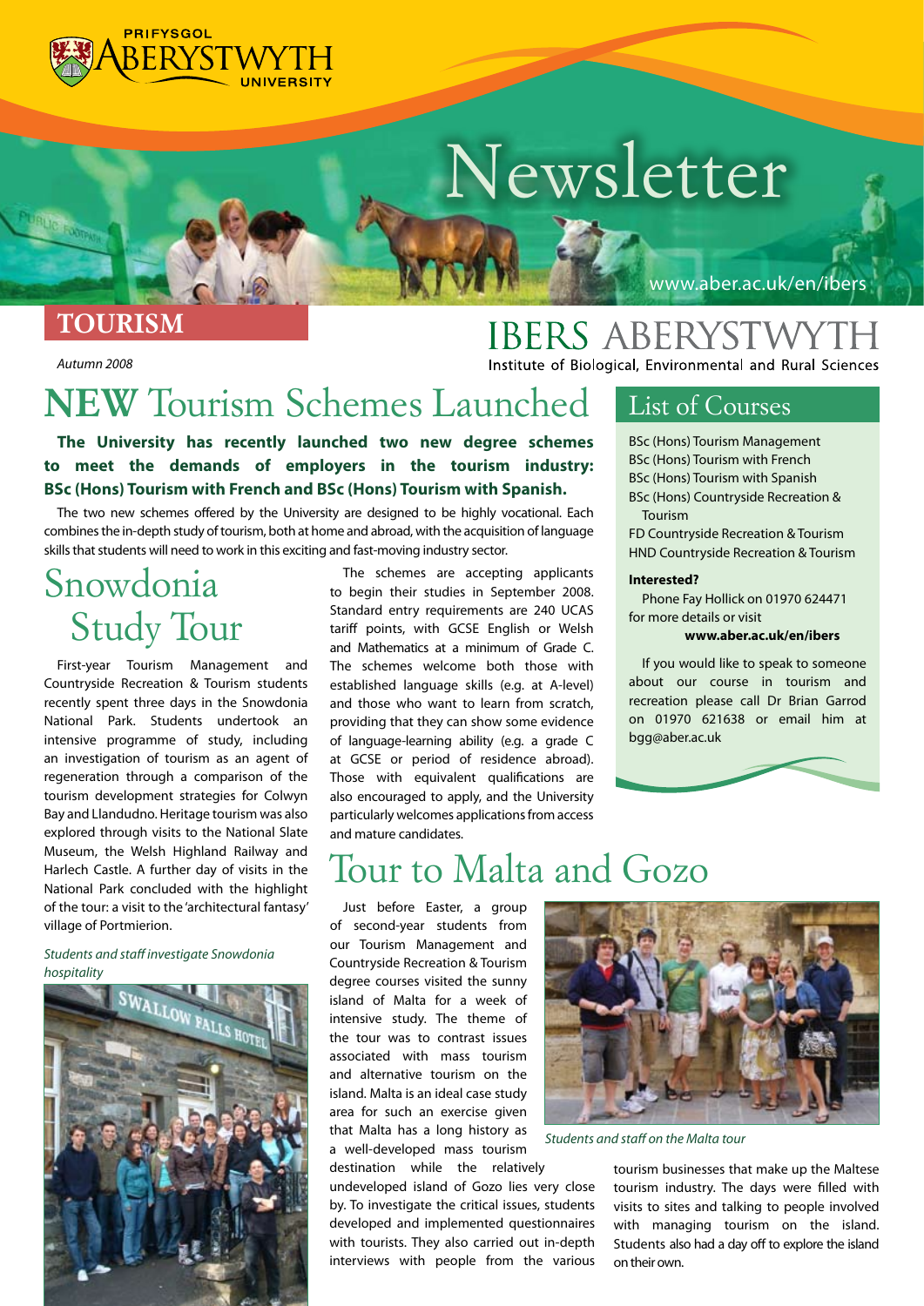PRIFYSGOL ABERYSTWYTH UNIVERSITY

# Newsletter

www.aber.ac.uk/en/ibers

**TOURISM**

*Autumn 2008*

IBERS ABERYSTWYTH
Institute of Biological, Environmental and Rural Sciences

# NEW Tourism Schemes Launched

**The University has recently launched two new degree schemes to meet the demands of employers in the tourism industry: BSc (Hons) Tourism with French and BSc (Hons) Tourism with Spanish.**

The two new schemes offered by the University are designed to be highly vocational. Each combines the in-depth study of tourism, both at home and abroad, with the acquisition of language skills that students will need to work in this exciting and fast-moving industry sector.

The schemes are accepting applicants to begin their studies in September 2008. Standard entry requirements are 240 UCAS tariff points, with GCSE English or Welsh and Mathematics at a minimum of Grade C. The schemes welcome both those with established language skills (e.g. at A-level) and those who want to learn from scratch, providing that they can show some evidence of language-learning ability (e.g. a grade C at GCSE or period of residence abroad). Those with equivalent qualifications are also encouraged to apply, and the University particularly welcomes applications from access and mature candidates.

## Snowdonia Study Tour

First-year Tourism Management and Countryside Recreation & Tourism students recently spent three days in the Snowdonia National Park. Students undertook an intensive programme of study, including an investigation of tourism as an agent of regeneration through a comparison of the tourism development strategies for Colwyn Bay and Llandudno. Heritage tourism was also explored through visits to the National Slate Museum, the Welsh Highland Railway and Harlech Castle. A further day of visits in the National Park concluded with the highlight of the tour: a visit to the 'architectural fantasy' village of Portmierion.

*Students and staff investigate Snowdonia hospitality*

## List of Courses

- BSc (Hons) Tourism Management
- BSc (Hons) Tourism with French
- BSc (Hons) Tourism with Spanish
- BSc (Hons) Countryside Recreation & Tourism
- FD Countryside Recreation & Tourism
- HND Countryside Recreation & Tourism

**Interested?**

Phone Fay Hollick on 01970 624471 for more details or visit **www.aber.ac.uk/en/ibers**

If you would like to speak to someone about our course in tourism and recreation please call Dr Brian Garrod on 01970 621638 or email him at bgg@aber.ac.uk

## Tour to Malta and Gozo

Just before Easter, a group of second-year students from our Tourism Management and Countryside Recreation & Tourism degree courses visited the sunny island of Malta for a week of intensive study. The theme of the tour was to contrast issues associated with mass tourism and alternative tourism on the island. Malta is an ideal case study area for such an exercise given that Malta has a long history as a well-developed mass tourism destination while the relatively undeveloped island of Gozo lies very close by. To investigate the critical issues, students developed and implemented questionnaires with tourists. They also carried out in-depth interviews with people from the various tourism businesses that make up the Maltese tourism industry. The days were filled with visits to sites and talking to people involved with managing tourism on the island. Students also had a day off to explore the island on their own.

*Students and staff on the Malta tour*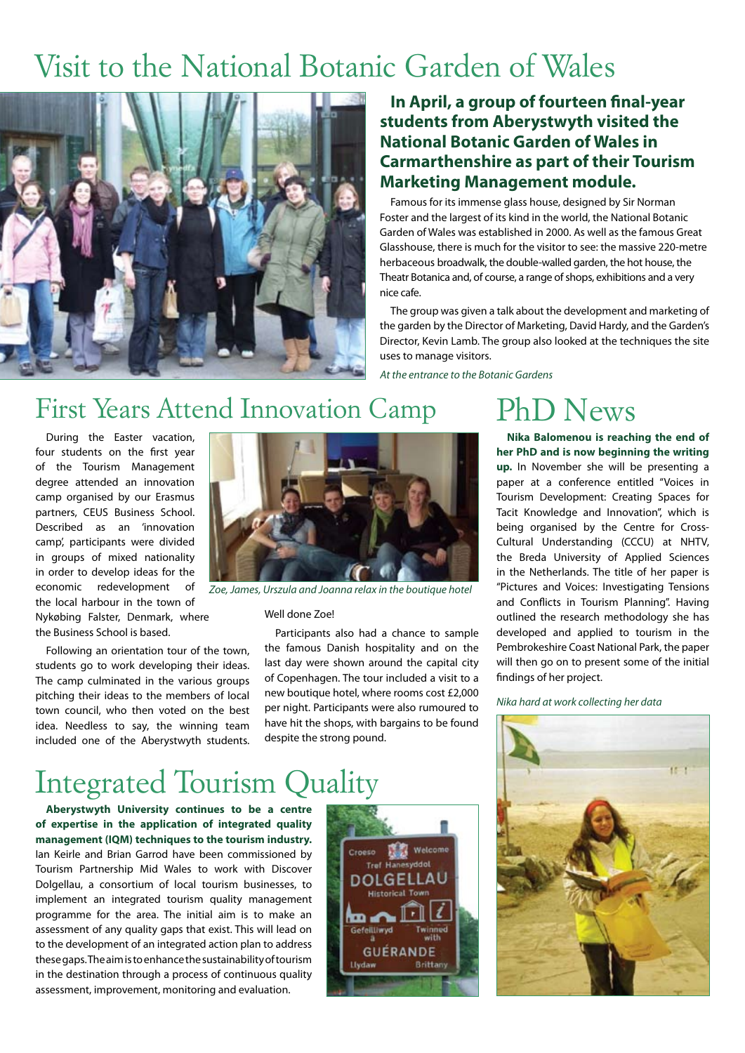# Visit to the National Botanic Garden of Wales

**In April, a group of fourteen final-year students from Aberystwyth visited the National Botanic Garden of Wales in Carmarthenshire as part of their Tourism Marketing Management module.**

Famous for its immense glass house, designed by Sir Norman Foster and the largest of its kind in the world, the National Botanic Garden of Wales was established in 2000. As well as the famous Great Glasshouse, there is much for the visitor to see: the massive 220-metre herbaceous broadwalk, the double-walled garden, the hot house, the Theatr Botanica and, of course, a range of shops, exhibitions and a very nice cafe.

The group was given a talk about the development and marketing of the garden by the Director of Marketing, David Hardy, and the Garden's Director, Kevin Lamb. The group also looked at the techniques the site uses to manage visitors.

*At the entrance to the Botanic Gardens*

# First Years Attend Innovation Camp

During the Easter vacation, four students on the first year of the Tourism Management degree attended an innovation camp organised by our Erasmus partners, CEUS Business School. Described as an 'innovation camp', participants were divided in groups of mixed nationality in order to develop ideas for the economic redevelopment of the local harbour in the town of Nykøbing Falster, Denmark, where the Business School is based.

Following an orientation tour of the town, students go to work developing their ideas. The camp culminated in the various groups pitching their ideas to the members of local town council, who then voted on the best idea. Needless to say, the winning team included one of the Aberystwyth students. Well done Zoe!

Participants also had a chance to sample the famous Danish hospitality and on the last day were shown around the capital city of Copenhagen. The tour included a visit to a new boutique hotel, where rooms cost £2,000 per night. Participants were also rumoured to have hit the shops, with bargains to be found despite the strong pound.

*Zoe, James, Urszula and Joanna relax in the boutique hotel*

# PhD News

**Nika Balomenou is reaching the end of her PhD and is now beginning the writing up.** In November she will be presenting a paper at a conference entitled "Voices in Tourism Development: Creating Spaces for Tacit Knowledge and Innovation", which is being organised by the Centre for Cross-Cultural Understanding (CCCU) at NHTV, the Breda University of Applied Sciences in the Netherlands. The title of her paper is "Pictures and Voices: Investigating Tensions and Conflicts in Tourism Planning". Having outlined the research methodology she has developed and applied to tourism in the Pembrokeshire Coast National Park, the paper will then go on to present some of the initial findings of her project.

*Nika hard at work collecting her data*

# Integrated Tourism Quality

**Aberystwyth University continues to be a centre of expertise in the application of integrated quality management (IQM) techniques to the tourism industry.** Ian Keirle and Brian Garrod have been commissioned by Tourism Partnership Mid Wales to work with Discover Dolgellau, a consortium of local tourism businesses, to implement an integrated tourism quality management programme for the area. The initial aim is to make an assessment of any quality gaps that exist. This will lead on to the development of an integrated action plan to address these gaps. The aim is to enhance the sustainability of tourism in the destination through a process of continuous quality assessment, improvement, monitoring and evaluation.